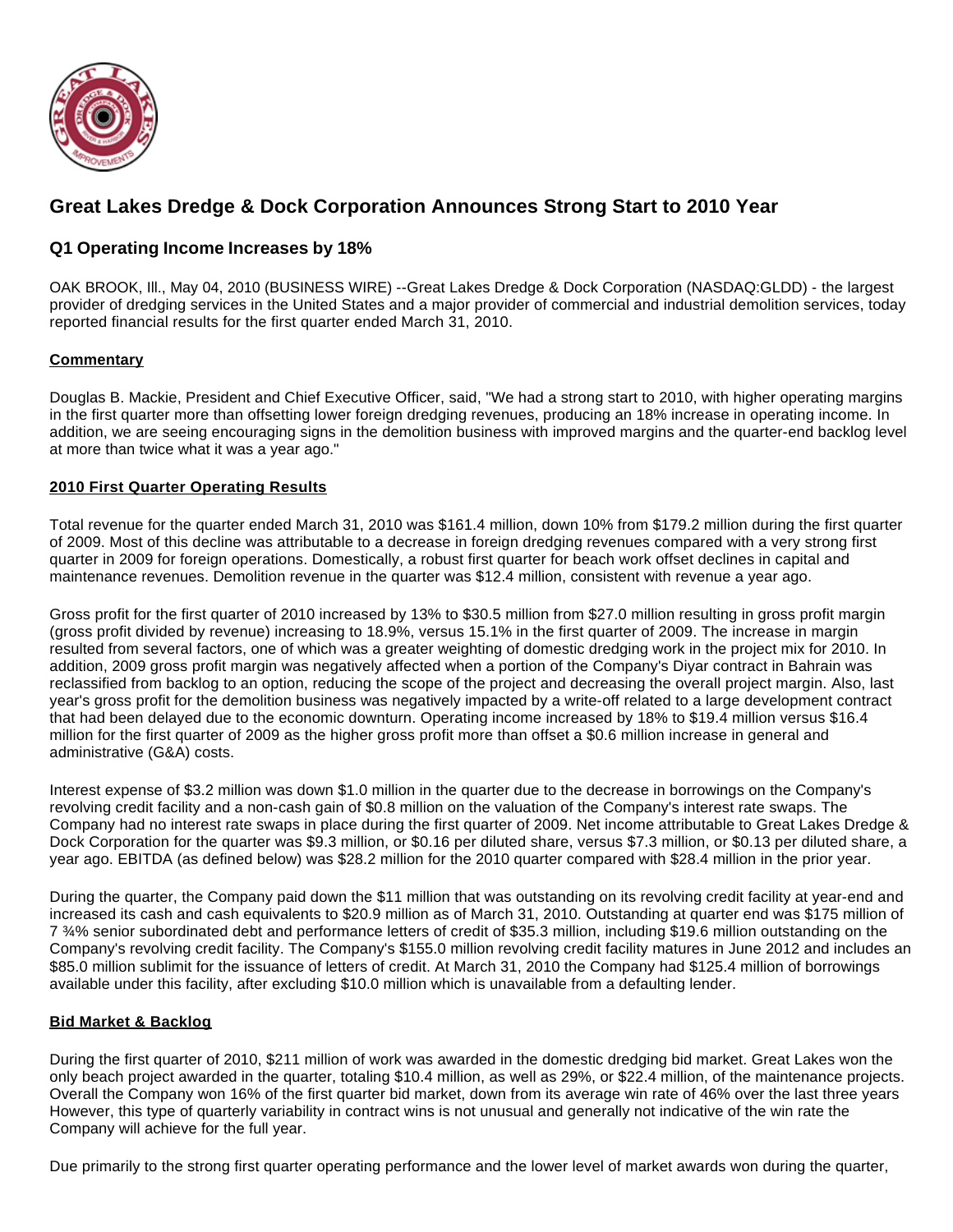# Great Lakes Dredge & Dock Corporation Announces Strong Start to 2010 Year

## Q1 Operating Income Increases by 18%

OAK BROOK, Ill., May 04, 2010 (BUSINESS WIRE) --Great Lakes Dredge & Dock Corporation (NASDAQ:GLDD) - the largest provider of dredging services in the United States and a major provider of commercial and industrial demolition services, today reported financial results for the first quarter ended March 31, 2010.

### Commentary

Douglas B. Mackie, President and Chief Executive Officer, said, "We had a strong start to 2010, with higher operating margins in the first quarter more than offsetting lower foreign dredging revenues, producing an 18% increase in operating income. In addition, we are seeing encouraging signs in the demolition business with improved margins and the quarter-end backlog level at more than twice what it was a year ago."

### 2010 First Quarter Operating Results

Total revenue for the quarter ended March 31, 2010 was $161.4 million, down 10% from $179.2 million during the first quarter of 2009. Most of this decline was attributable to a decrease in foreign dredging revenues compared with a very strong first quarter in 2009 for foreign operations. Domestically, a robust first quarter for beach work offset declines in capital and maintenance revenues. Demolition revenue in the quarter was $12.4 million, consistent with revenue a year ago.

Gross profit for the first quarter of 2010 increased by 13% to $30.5 million from $27.0 million resulting in gross profit margin (gross profit divided by revenue) increasing to 18.9%, versus 15.1% in the first quarter of 2009. The increase in margin resulted from several factors, one of which was a greater weighting of domestic dredging work in the project mix for 2010. In addition, 2009 gross profit margin was negatively affected when a portion of the Company's Diyar contract in Bahrain was reclassified from backlog to an option, reducing the scope of the project and decreasing the overall project margin. Also, last year's gross profit for the demolition business was negatively impacted by a write-off related to a large development contract that had been delayed due to the economic downturn. Operating income increased by 18% to $19.4 million versus $16.4 million for the first quarter of 2009 as the higher gross profit more than offset a $0.6 million increase in general and administrative (G&A) costs.

Interest expense of $3.2 million was down $1.0 million in the quarter due to the decrease in borrowings on the Company's revolving credit facility and a non-cash gain of $0.8 million on the valuation of the Company's interest rate swaps. The Company had no interest rate swaps in place during the first quarter of 2009. Net income attributable to Great Lakes Dredge & Dock Corporation for the quarter was $9.3 million, or $0.16 per diluted share, versus $7.3 million, or $0.13 per diluted share, a year ago. EBITDA (as defined below) was $28.2 million for the 2010 quarter compared with $28.4 million in the prior year.

During the quarter, the Company paid down the $11 million that was outstanding on its revolving credit facility at year-end and increased its cash and cash equivalents to $20.9 million as of March 31, 2010. Outstanding at quarter end was $175 million of 7 ¾% senior subordinated debt and performance letters of credit of $35.3 million, including $19.6 million outstanding on the Company's revolving credit facility. The Company's $155.0 million revolving credit facility matures in June 2012 and includes an $85.0 million sublimit for the issuance of letters of credit. At March 31, 2010 the Company had $125.4 million of borrowings available under this facility, after excluding $10.0 million which is unavailable from a defaulting lender.

### Bid Market & Backlog

During the first quarter of 2010, $211 million of work was awarded in the domestic dredging bid market. Great Lakes won the only beach project awarded in the quarter, totaling $10.4 million, as well as 29%, or $22.4 million, of the maintenance projects. Overall the Company won 16% of the first quarter bid market, down from its average win rate of 46% over the last three years However, this type of quarterly variability in contract wins is not unusual and generally not indicative of the win rate the Company will achieve for the full year.

Due primarily to the strong first quarter operating performance and the lower level of market awards won during the quarter,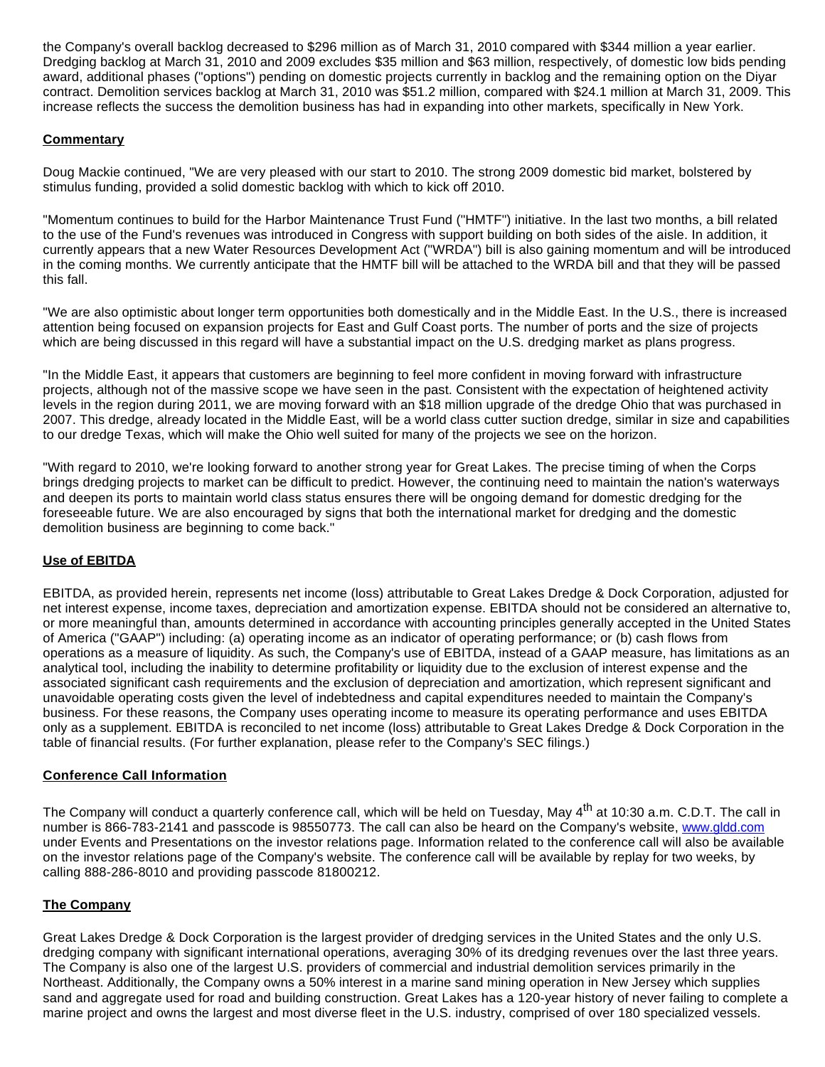the Company's overall backlog decreased to $296 million as of March 31, 2010 compared with $344 million a year earlier. Dredging backlog at March 31, 2010 and 2009 excludes $35 million and $63 million, respectively, of domestic low bids pending award, additional phases ("options") pending on domestic projects currently in backlog and the remaining option on the Diyar contract. Demolition services backlog at March 31, 2010 was $51.2 million, compared with $24.1 million at March 31, 2009. This increase reflects the success the demolition business has had in expanding into other markets, specifically in New York.

## Commentary

Doug Mackie continued, "We are very pleased with our start to 2010. The strong 2009 domestic bid market, bolstered by stimulus funding, provided a solid domestic backlog with which to kick off 2010.

"Momentum continues to build for the Harbor Maintenance Trust Fund ("HMTF") initiative. In the last two months, a bill related to the use of the Fund's revenues was introduced in Congress with support building on both sides of the aisle. In addition, it currently appears that a new Water Resources Development Act ("WRDA") bill is also gaining momentum and will be introduced in the coming months. We currently anticipate that the HMTF bill will be attached to the WRDA bill and that they will be passed this fall.

"We are also optimistic about longer term opportunities both domestically and in the Middle East. In the U.S., there is increased attention being focused on expansion projects for East and Gulf Coast ports. The number of ports and the size of projects which are being discussed in this regard will have a substantial impact on the U.S. dredging market as plans progress.

"In the Middle East, it appears that customers are beginning to feel more confident in moving forward with infrastructure projects, although not of the massive scope we have seen in the past. Consistent with the expectation of heightened activity levels in the region during 2011, we are moving forward with an $18 million upgrade of the dredge Ohio that was purchased in 2007. This dredge, already located in the Middle East, will be a world class cutter suction dredge, similar in size and capabilities to our dredge Texas, which will make the Ohio well suited for many of the projects we see on the horizon.

"With regard to 2010, we're looking forward to another strong year for Great Lakes. The precise timing of when the Corps brings dredging projects to market can be difficult to predict. However, the continuing need to maintain the nation's waterways and deepen its ports to maintain world class status ensures there will be ongoing demand for domestic dredging for the foreseeable future. We are also encouraged by signs that both the international market for dredging and the domestic demolition business are beginning to come back."

## Use of EBITDA

EBITDA, as provided herein, represents net income (loss) attributable to Great Lakes Dredge & Dock Corporation, adjusted for net interest expense, income taxes, depreciation and amortization expense. EBITDA should not be considered an alternative to, or more meaningful than, amounts determined in accordance with accounting principles generally accepted in the United States of America ("GAAP") including: (a) operating income as an indicator of operating performance; or (b) cash flows from operations as a measure of liquidity. As such, the Company's use of EBITDA, instead of a GAAP measure, has limitations as an analytical tool, including the inability to determine profitability or liquidity due to the exclusion of interest expense and the associated significant cash requirements and the exclusion of depreciation and amortization, which represent significant and unavoidable operating costs given the level of indebtedness and capital expenditures needed to maintain the Company's business. For these reasons, the Company uses operating income to measure its operating performance and uses EBITDA only as a supplement. EBITDA is reconciled to net income (loss) attributable to Great Lakes Dredge & Dock Corporation in the table of financial results. (For further explanation, please refer to the Company's SEC filings.)

## Conference Call Information

The Company will conduct a quarterly conference call, which will be held on Tuesday, May 4th at 10:30 a.m. C.D.T. The call in number is 866-783-2141 and passcode is 98550773. The call can also be heard on the Company's website, www.gldd.com under Events and Presentations on the investor relations page. Information related to the conference call will also be available on the investor relations page of the Company's website. The conference call will be available by replay for two weeks, by calling 888-286-8010 and providing passcode 81800212.

## The Company

Great Lakes Dredge & Dock Corporation is the largest provider of dredging services in the United States and the only U.S. dredging company with significant international operations, averaging 30% of its dredging revenues over the last three years. The Company is also one of the largest U.S. providers of commercial and industrial demolition services primarily in the Northeast. Additionally, the Company owns a 50% interest in a marine sand mining operation in New Jersey which supplies sand and aggregate used for road and building construction. Great Lakes has a 120-year history of never failing to complete a marine project and owns the largest and most diverse fleet in the U.S. industry, comprised of over 180 specialized vessels.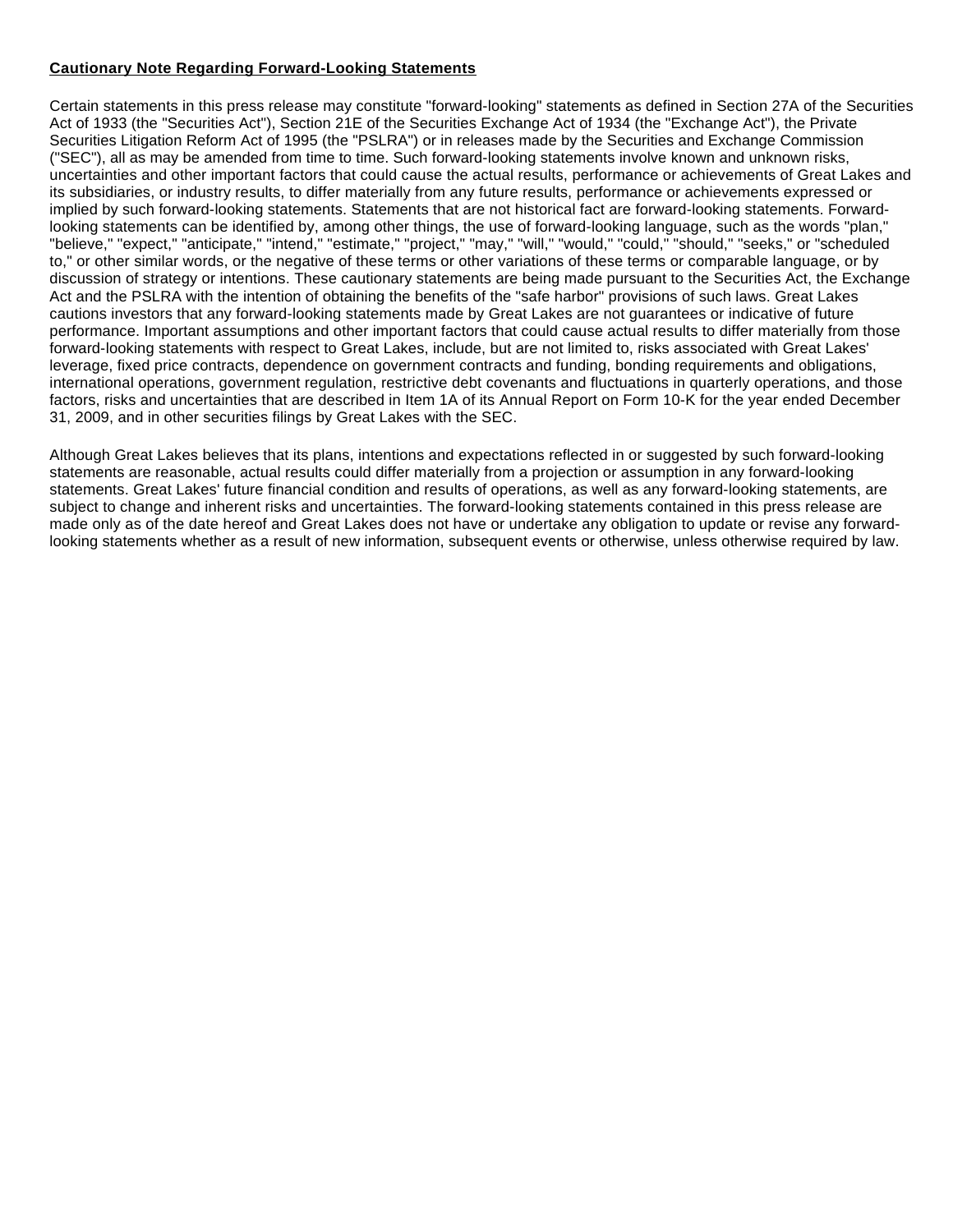**Cautionary Note Regarding Forward-Looking Statements**

Certain statements in this press release may constitute "forward-looking" statements as defined in Section 27A of the Securities Act of 1933 (the "Securities Act"), Section 21E of the Securities Exchange Act of 1934 (the "Exchange Act"), the Private Securities Litigation Reform Act of 1995 (the "PSLRA") or in releases made by the Securities and Exchange Commission ("SEC"), all as may be amended from time to time. Such forward-looking statements involve known and unknown risks, uncertainties and other important factors that could cause the actual results, performance or achievements of Great Lakes and its subsidiaries, or industry results, to differ materially from any future results, performance or achievements expressed or implied by such forward-looking statements. Statements that are not historical fact are forward-looking statements. Forward-looking statements can be identified by, among other things, the use of forward-looking language, such as the words "plan," "believe," "expect," "anticipate," "intend," "estimate," "project," "may," "will," "would," "could," "should," "seeks," or "scheduled to," or other similar words, or the negative of these terms or other variations of these terms or comparable language, or by discussion of strategy or intentions. These cautionary statements are being made pursuant to the Securities Act, the Exchange Act and the PSLRA with the intention of obtaining the benefits of the "safe harbor" provisions of such laws. Great Lakes cautions investors that any forward-looking statements made by Great Lakes are not guarantees or indicative of future performance. Important assumptions and other important factors that could cause actual results to differ materially from those forward-looking statements with respect to Great Lakes, include, but are not limited to, risks associated with Great Lakes' leverage, fixed price contracts, dependence on government contracts and funding, bonding requirements and obligations, international operations, government regulation, restrictive debt covenants and fluctuations in quarterly operations, and those factors, risks and uncertainties that are described in Item 1A of its Annual Report on Form 10-K for the year ended December 31, 2009, and in other securities filings by Great Lakes with the SEC.

Although Great Lakes believes that its plans, intentions and expectations reflected in or suggested by such forward-looking statements are reasonable, actual results could differ materially from a projection or assumption in any forward-looking statements. Great Lakes' future financial condition and results of operations, as well as any forward-looking statements, are subject to change and inherent risks and uncertainties. The forward-looking statements contained in this press release are made only as of the date hereof and Great Lakes does not have or undertake any obligation to update or revise any forward-looking statements whether as a result of new information, subsequent events or otherwise, unless otherwise required by law.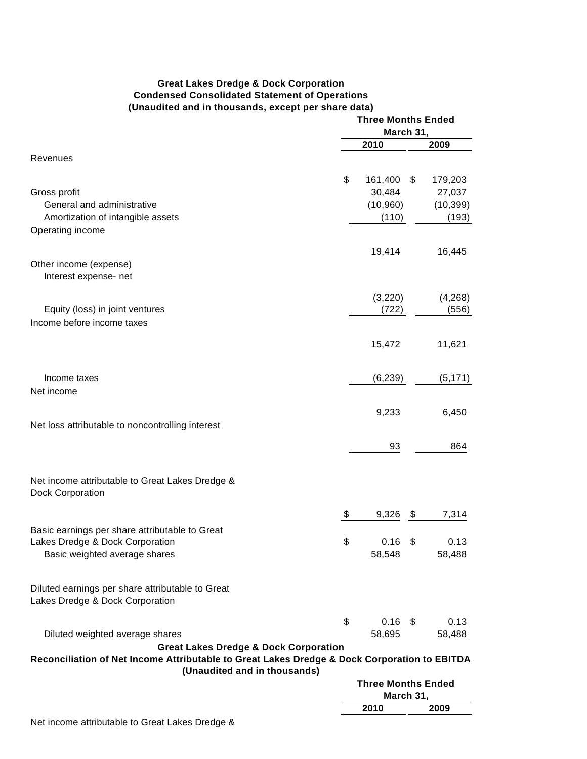**Great Lakes Dredge & Dock Corporation**
**Condensed Consolidated Statement of Operations**
**(Unaudited and in thousands, except per share data)**

| | Three Months Ended March 31, | |
|---|---|---|
| | 2010 | 2009 |
| Revenues | $ 161,400 | $ 179,203 |
| Gross profit | 30,484 | 27,037 |
| General and administrative | (10,960) | (10,399) |
| Amortization of intangible assets | (110) | (193) |
| Operating income | 19,414 | 16,445 |
| Other income (expense) | | |
| Interest expense- net | (3,220) | (4,268) |
| Equity (loss) in joint ventures | (722) | (556) |
| Income before income taxes | 15,472 | 11,621 |
| Income taxes | (6,239) | (5,171) |
| Net income | 9,233 | 6,450 |
| Net loss attributable to noncontrolling interest | 93 | 864 |
| Net income attributable to Great Lakes Dredge & Dock Corporation | $ 9,326 | $ 7,314 |
| Basic earnings per share attributable to Great Lakes Dredge & Dock Corporation | $ 0.16 | $ 0.13 |
| Basic weighted average shares | 58,548 | 58,488 |
| Diluted earnings per share attributable to Great Lakes Dredge & Dock Corporation | $ 0.16 | $ 0.13 |
| Diluted weighted average shares | 58,695 | 58,488 |

**Great Lakes Dredge & Dock Corporation**
**Reconciliation of Net Income Attributable to Great Lakes Dredge & Dock Corporation to EBITDA**
**(Unaudited and in thousands)**

| | Three Months Ended March 31, | |
|---|---|---|
| | 2010 | 2009 |
| Net income attributable to Great Lakes Dredge & | | |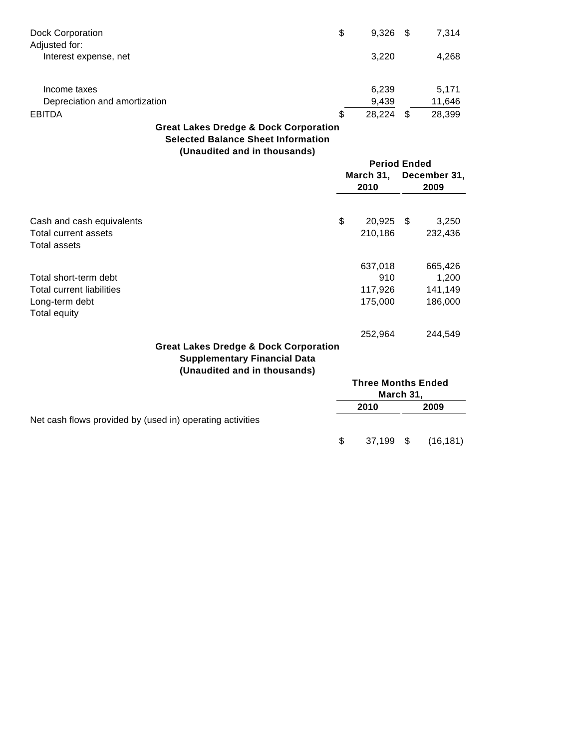| | | |
|---|---|---|
| Dock Corporation | $ 9,326 | $ 7,314 |
| Adjusted for: | | |
| Interest expense, net | 3,220 | 4,268 |
| Income taxes | 6,239 | 5,171 |
| Depreciation and amortization | 9,439 | 11,646 |
| EBITDA | $ 28,224 | $ 28,399 |

**Great Lakes Dredge & Dock Corporation**
**Selected Balance Sheet Information**
**(Unaudited and in thousands)**

| | Period Ended | |
|---|---|---|
| | March 31, 2010 | December 31, 2009 |
| Cash and cash equivalents | $ 20,925 | $ 3,250 |
| Total current assets | 210,186 | 232,436 |
| Total assets | 637,018 | 665,426 |
| Total short-term debt | 910 | 1,200 |
| Total current liabilities | 117,926 | 141,149 |
| Long-term debt | 175,000 | 186,000 |
| Total equity | 252,964 | 244,549 |

**Great Lakes Dredge & Dock Corporation**
**Supplementary Financial Data**
**(Unaudited and in thousands)**

| | Three Months Ended March 31, | |
|---|---|---|
| | 2010 | 2009 |
| Net cash flows provided by (used in) operating activities | $ 37,199 | $ (16,181) |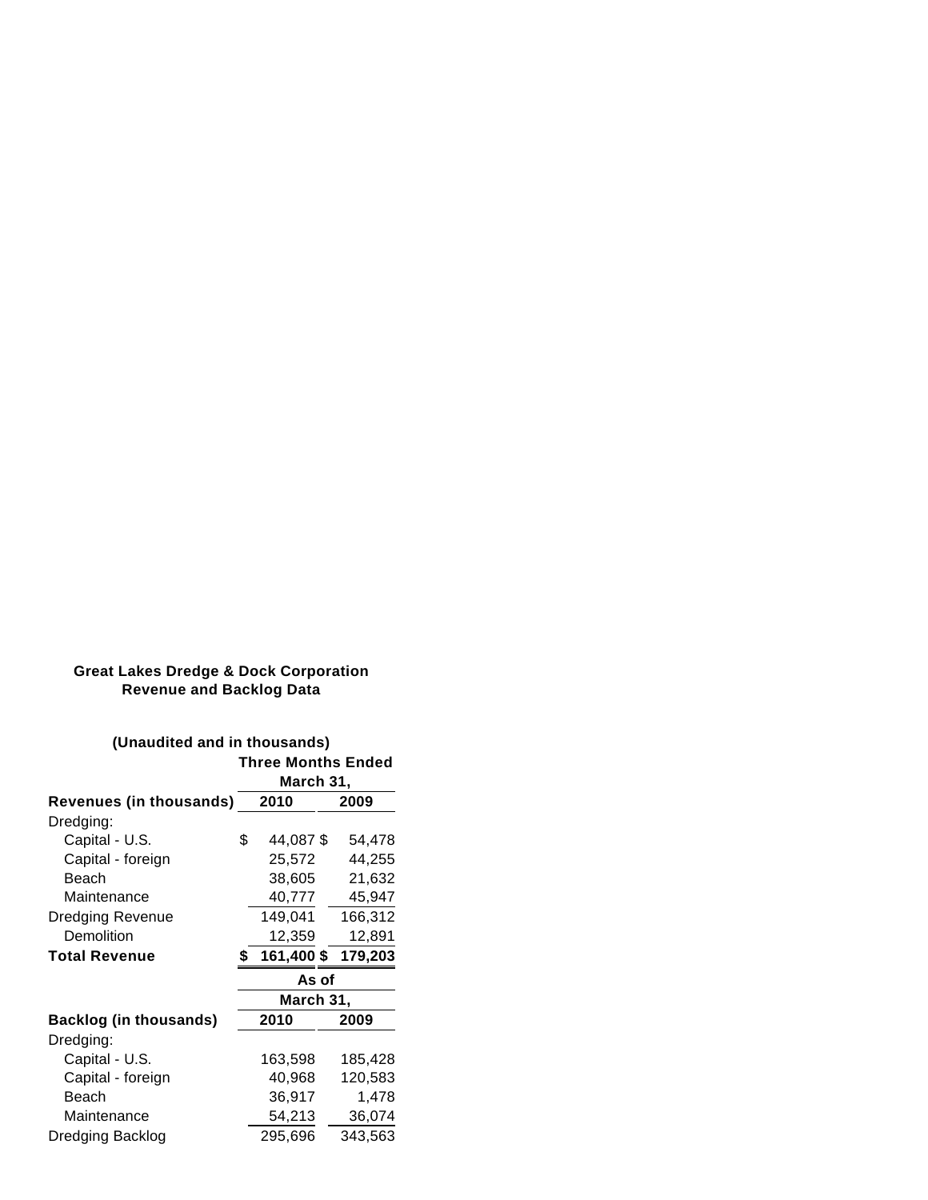**Great Lakes Dredge & Dock Corporation**
**Revenue and Backlog Data**

**(Unaudited and in thousands)**

| | Three Months Ended March 31, | |
|---|---|---|
| **Revenues (in thousands)** | **2010** | **2009** |
| Dredging: | | |
| Capital - U.S. | $ 44,087 | $ 54,478 |
| Capital - foreign | 25,572 | 44,255 |
| Beach | 38,605 | 21,632 |
| Maintenance | 40,777 | 45,947 |
| Dredging Revenue | 149,041 | 166,312 |
| Demolition | 12,359 | 12,891 |
| **Total Revenue** | **$ 161,400** | **$ 179,203** |

| | As of March 31, | |
|---|---|---|
| **Backlog (in thousands)** | **2010** | **2009** |
| Dredging: | | |
| Capital - U.S. | 163,598 | 185,428 |
| Capital - foreign | 40,968 | 120,583 |
| Beach | 36,917 | 1,478 |
| Maintenance | 54,213 | 36,074 |
| Dredging Backlog | 295,696 | 343,563 |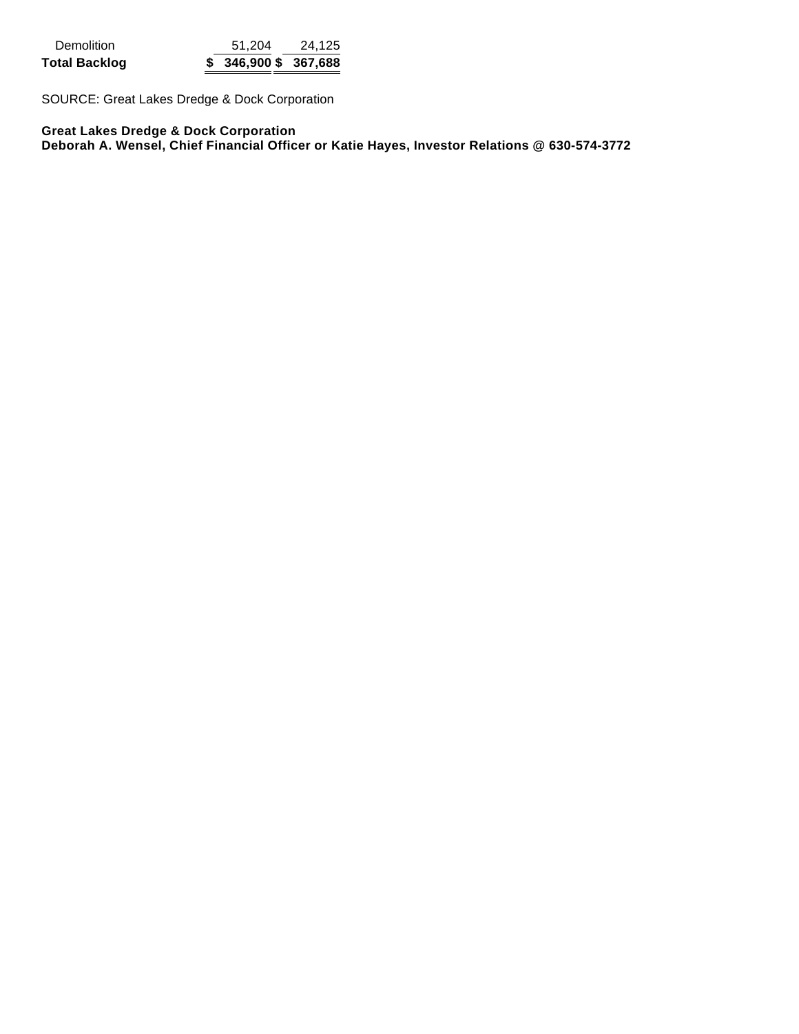| | | |
|---|---|---|
| Demolition | 51,204 | 24,125 |
| **Total Backlog** | **$ 346,900** | **$ 367,688** |

SOURCE: Great Lakes Dredge & Dock Corporation

**Great Lakes Dredge & Dock Corporation**
**Deborah A. Wensel, Chief Financial Officer or Katie Hayes, Investor Relations @ 630-574-3772**